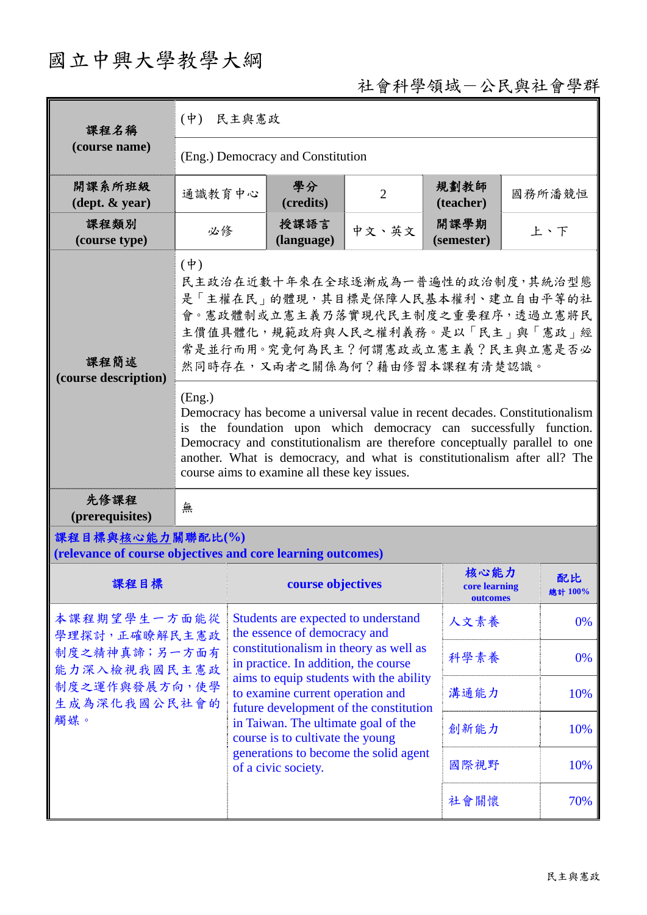# 國立中興大學教學大綱

社會科學領域－公民與社會學群

| 課程名稱 (course name) | (中) 民主與憲政 | | | | |
|---|---|---|---|---|---|
| | (Eng.) Democracy and Constitution | | | | |
| 開課系所班級 (dept. & year) | 通識教育中心 | 學分 (credits) | 2 | 規劃教師 (teacher) | 國務所潘競恒 |
| 課程類別 (course type) | 必修 | 授課語言 (language) | 中文、英文 | 開課學期 (semester) | 上、下 |
| 課程簡述 (course description) | (中) 民主政治在近數十年來在全球逐漸成為一普遍性的政治制度，其統治型態是「主權在民」的體現，其目標是保障人民基本權利、建立自由平等的社會。憲政體制或立憲主義乃落實現代民主制度之重要程序，透過立憲將民主價值具體化，規範政府與人民之權利義務。是以「民主」與「憲政」經常是並行而用。究竟何為民主？何謂憲政或立憲主義？民主與立憲是否必然同時存在，又兩者之關係為何？藉由修習本課程有清楚認識。 | | | | |
| | (Eng.) Democracy has become a universal value in recent decades. Constitutionalism is the foundation upon which democracy can successfully function. Democracy and constitutionalism are therefore conceptually parallel to one another. What is democracy, and what is constitutionalism after all? The course aims to examine all these key issues. | | | | |
| 先修課程 (prerequisites) | 無 | | | | |

**課程目標與核心能力關聯配比(%)**
**(relevance of course objectives and core learning outcomes)**

| 課程目標 | course objectives | 核心能力 core learning outcomes | 配比 總計 100% |
|---|---|---|---|
| 本課程期望學生一方面能從學理探討，正確瞭解民主憲政制度之精神真諦；另一方面有能力深入檢視我國民主憲政制度之運作與發展方向，使學生成為深化我國公民社會的觸媒。 | Students are expected to understand the essence of democracy and constitutionalism in theory as well as in practice. In addition, the course aims to equip students with the ability to examine current operation and future development of the constitution in Taiwan. The ultimate goal of the course is to cultivate the young generations to become the solid agent of a civic society. | 人文素養 | 0% |
| | | 科學素養 | 0% |
| | | 溝通能力 | 10% |
| | | 創新能力 | 10% |
| | | 國際視野 | 10% |
| | | 社會關懷 | 70% |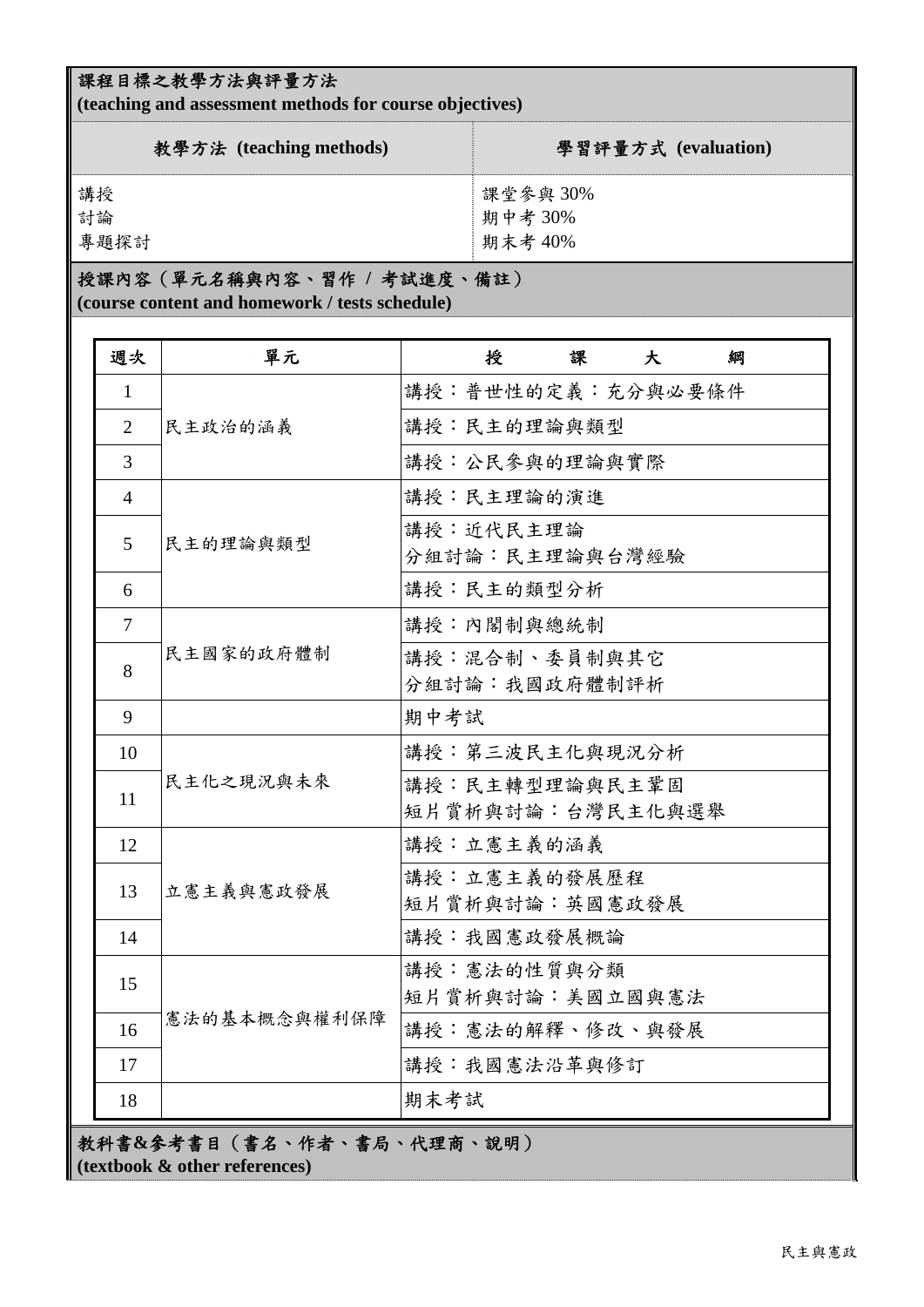## 課程目標之教學方法與評量方法
**(teaching and assessment methods for course objectives)**

| 教學方法 (teaching methods) | 學習評量方式 (evaluation) |
|---|---|
| 講授<br>討論<br>專題探討 | 課堂參與 30%<br>期中考 30%<br>期末考 40% |

## 授課內容（單元名稱與內容、習作 / 考試進度、備註）
**(course content and homework / tests schedule)**

| 週次 | 單元 | 授　課　大　綱 |
|---|---|---|
| 1 | 民主政治的涵義 | 講授：普世性的定義：充分與必要條件 |
| 2 | | 講授：民主的理論與類型 |
| 3 | | 講授：公民參與的理論與實際 |
| 4 | 民主的理論與類型 | 講授：民主理論的演進 |
| 5 | | 講授：近代民主理論<br>分組討論：民主理論與台灣經驗 |
| 6 | | 講授：民主的類型分析 |
| 7 | 民主國家的政府體制 | 講授：內閣制與總統制 |
| 8 | | 講授：混合制、委員制與其它<br>分組討論：我國政府體制評析 |
| 9 | | 期中考試 |
| 10 | 民主化之現況與未來 | 講授：第三波民主化與現況分析 |
| 11 | | 講授：民主轉型理論與民主鞏固<br>短片賞析與討論：台灣民主化與選舉 |
| 12 | 立憲主義與憲政發展 | 講授：立憲主義的涵義 |
| 13 | | 講授：立憲主義的發展歷程<br>短片賞析與討論：英國憲政發展 |
| 14 | | 講授：我國憲政發展概論 |
| 15 | 憲法的基本概念與權利保障 | 講授：憲法的性質與分類<br>短片賞析與討論：美國立國與憲法 |
| 16 | | 講授：憲法的解釋、修改、與發展 |
| 17 | | 講授：我國憲法沿革與修訂 |
| 18 | | 期末考試 |

## 教科書&參考書目（書名、作者、書局、代理商、說明）
**(textbook & other references)**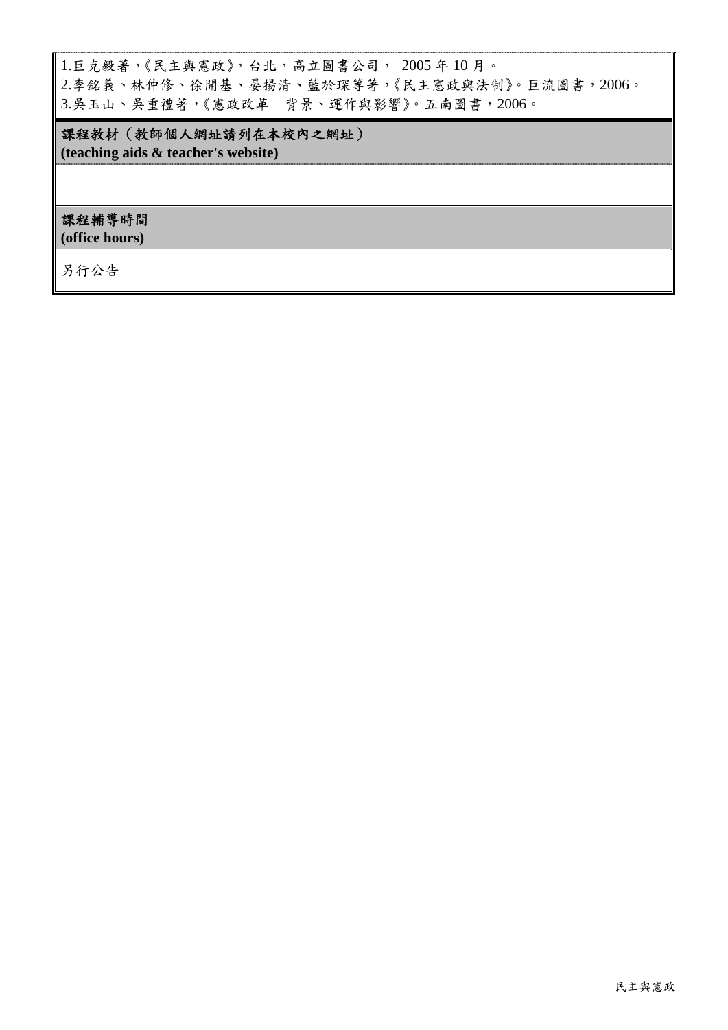1.巨克毅著，《民主與憲政》，台北，高立圖書公司， 2005 年 10 月。
2.李銘義、林仲修、徐開基、晏揚清、藍於琛等著，《民主憲政與法制》。巨流圖書，2006。
3.吳玉山、吳重禮著，《憲政改革－背景、運作與影響》。五南圖書，2006。

**課程教材（教師個人網址請列在本校內之網址）**
**(teaching aids & teacher's website)**

**課程輔導時間**
**(office hours)**

另行公告